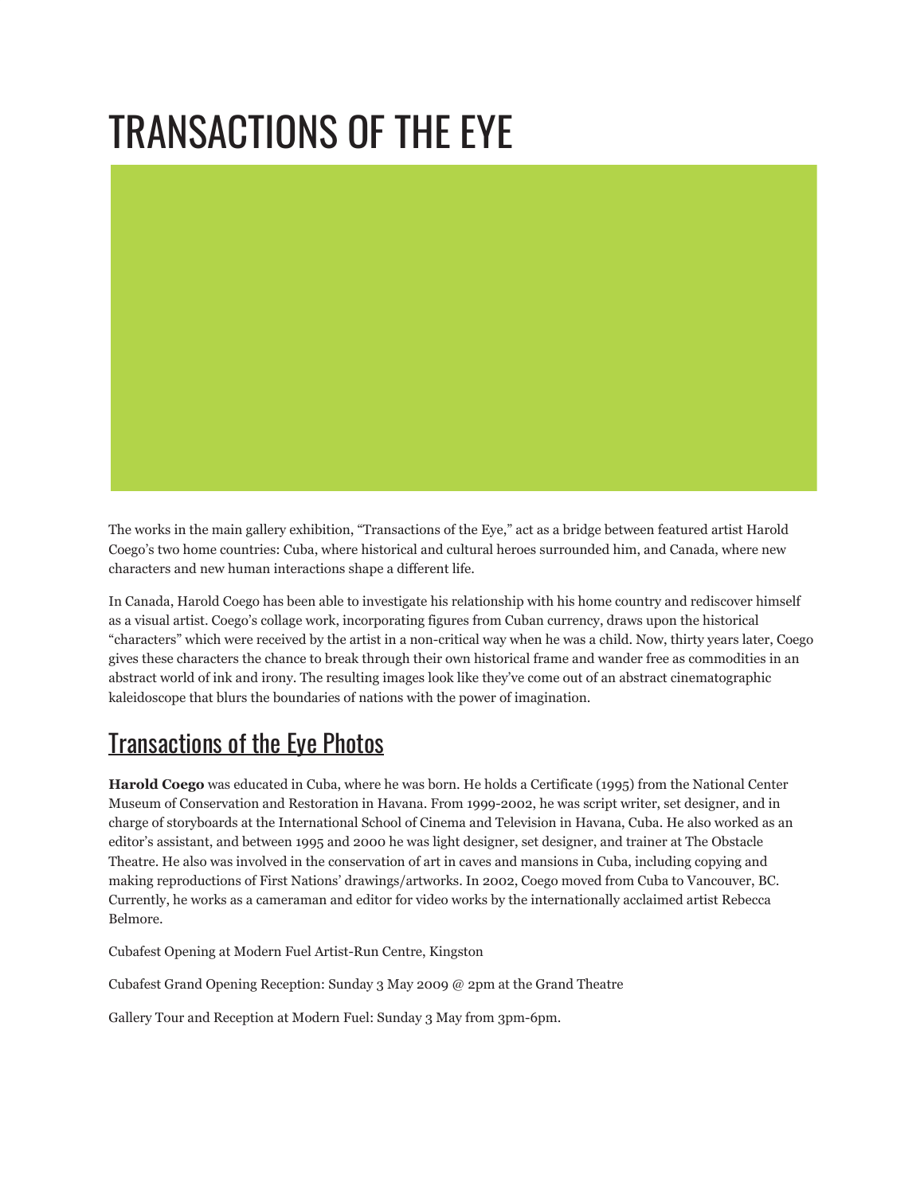# TRANSACTIONS OF THE EYE

The works in the main gallery exhibition, "Transactions of the Eye," act as a bridge between featured artist Harold Coego's two home countries: Cuba, where historical and cultural heroes surrounded him, and Canada, where new characters and new human interactions shape a different life.

In Canada, Harold Coego has been able to investigate his relationship with his home country and rediscover himself as a visual artist. Coego's collage work, incorporating figures from Cuban currency, draws upon the historical "characters" which were received by the artist in a non-critical way when he was a child. Now, thirty years later, Coego gives these characters the chance to break through their own historical frame and wander free as commodities in an abstract world of ink and irony. The resulting images look like they've come out of an abstract cinematographic kaleidoscope that blurs the boundaries of nations with the power of imagination.

## Transactions of the Eye Photos

**Harold Coego** was educated in Cuba, where he was born. He holds a Certificate (1995) from the National Center Museum of Conservation and Restoration in Havana. From 1999-2002, he was script writer, set designer, and in charge of storyboards at the International School of Cinema and Television in Havana, Cuba. He also worked as an editor's assistant, and between 1995 and 2000 he was light designer, set designer, and trainer at The Obstacle Theatre. He also was involved in the conservation of art in caves and mansions in Cuba, including copying and making reproductions of First Nations' drawings/artworks. In 2002, Coego moved from Cuba to Vancouver, BC. Currently, he works as a cameraman and editor for video works by the internationally acclaimed artist Rebecca Belmore.

Cubafest Opening at Modern Fuel Artist-Run Centre, Kingston

Cubafest Grand Opening Reception: Sunday 3 May 2009 @ 2pm at the Grand Theatre

Gallery Tour and Reception at Modern Fuel: Sunday 3 May from 3pm-6pm.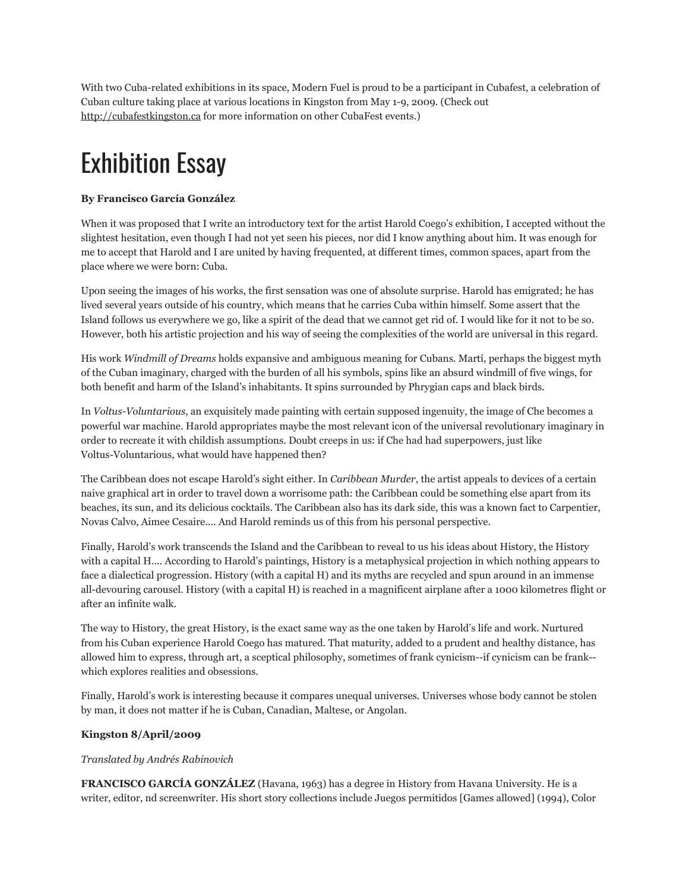With two Cuba-related exhibitions in its space, Modern Fuel is proud to be a participant in Cubafest, a celebration of Cuban culture taking place at various locations in Kingston from May 1-9, 2009. (Check out http://cubafestkingston.ca for more information on other CubaFest events.)

# Exhibition Essay

**By Francisco García González**

When it was proposed that I write an introductory text for the artist Harold Coego's exhibition, I accepted without the slightest hesitation, even though I had not yet seen his pieces, nor did I know anything about him. It was enough for me to accept that Harold and I are united by having frequented, at different times, common spaces, apart from the place where we were born: Cuba.

Upon seeing the images of his works, the first sensation was one of absolute surprise. Harold has emigrated; he has lived several years outside of his country, which means that he carries Cuba within himself. Some assert that the Island follows us everywhere we go, like a spirit of the dead that we cannot get rid of. I would like for it not to be so. However, both his artistic projection and his way of seeing the complexities of the world are universal in this regard.

His work *Windmill of Dreams* holds expansive and ambiguous meaning for Cubans. Martí, perhaps the biggest myth of the Cuban imaginary, charged with the burden of all his symbols, spins like an absurd windmill of five wings, for both benefit and harm of the Island's inhabitants. It spins surrounded by Phrygian caps and black birds.

In *Voltus-Voluntarious*, an exquisitely made painting with certain supposed ingenuity, the image of Che becomes a powerful war machine. Harold appropriates maybe the most relevant icon of the universal revolutionary imaginary in order to recreate it with childish assumptions. Doubt creeps in us: if Che had had superpowers, just like Voltus-Voluntarious, what would have happened then?

The Caribbean does not escape Harold's sight either. In *Caribbean Murder*, the artist appeals to devices of a certain naive graphical art in order to travel down a worrisome path: the Caribbean could be something else apart from its beaches, its sun, and its delicious cocktails. The Caribbean also has its dark side, this was a known fact to Carpentier, Novas Calvo, Aimee Cesaire.... And Harold reminds us of this from his personal perspective.

Finally, Harold's work transcends the Island and the Caribbean to reveal to us his ideas about History, the History with a capital H.... According to Harold's paintings, History is a metaphysical projection in which nothing appears to face a dialectical progression. History (with a capital H) and its myths are recycled and spun around in an immense all-devouring carousel. History (with a capital H) is reached in a magnificent airplane after a 1000 kilometres flight or after an infinite walk.

The way to History, the great History, is the exact same way as the one taken by Harold's life and work. Nurtured from his Cuban experience Harold Coego has matured. That maturity, added to a prudent and healthy distance, has allowed him to express, through art, a sceptical philosophy, sometimes of frank cynicism--if cynicism can be frank-- which explores realities and obsessions.

Finally, Harold's work is interesting because it compares unequal universes. Universes whose body cannot be stolen by man, it does not matter if he is Cuban, Canadian, Maltese, or Angolan.

**Kingston 8/April/2009**

*Translated by Andrés Rabinovich*

**FRANCISCO GARCÍA GONZÁLEZ** (Havana, 1963) has a degree in History from Havana University. He is a writer, editor, nd screenwriter. His short story collections include Juegos permitidos [Games allowed] (1994), Color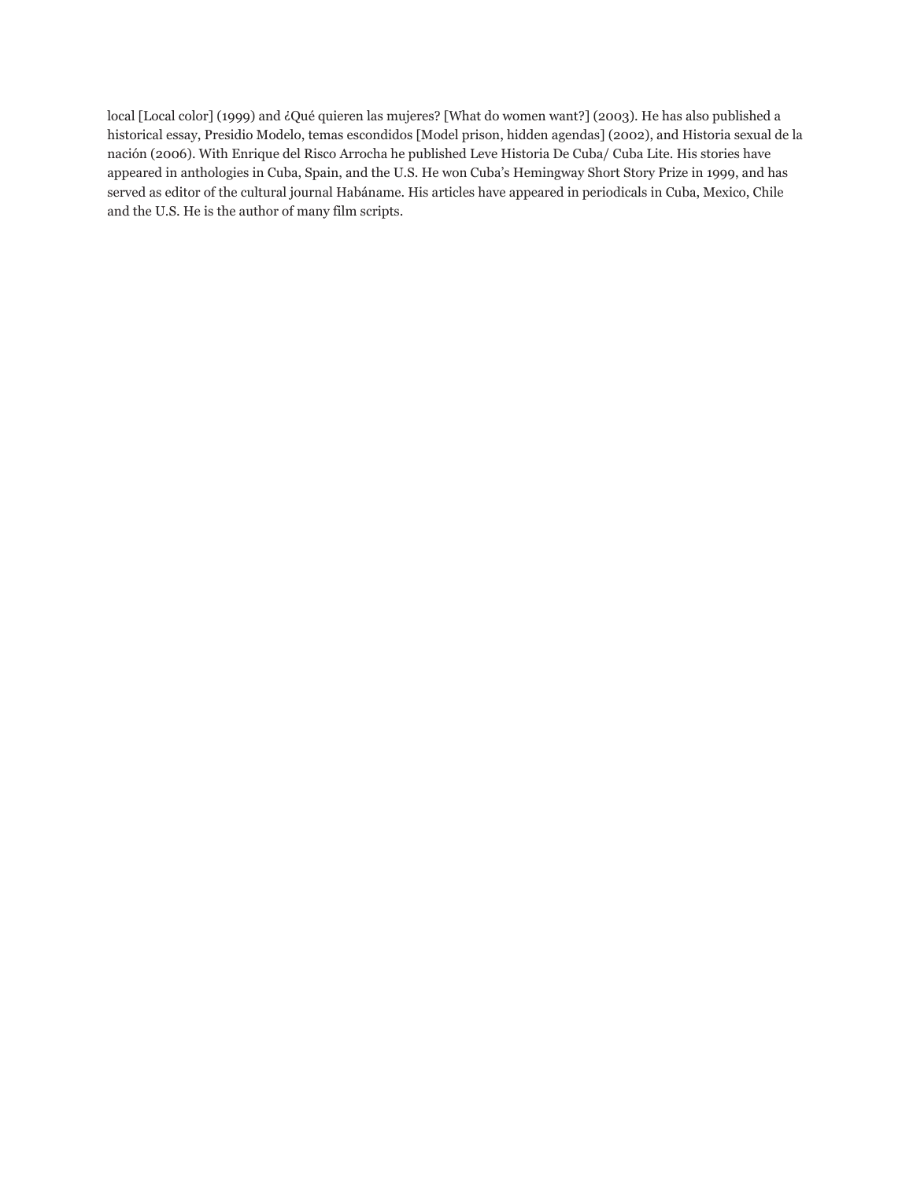local [Local color] (1999) and ¿Qué quieren las mujeres? [What do women want?] (2003). He has also published a historical essay, Presidio Modelo, temas escondidos [Model prison, hidden agendas] (2002), and Historia sexual de la nación (2006). With Enrique del Risco Arrocha he published Leve Historia De Cuba/ Cuba Lite. His stories have appeared in anthologies in Cuba, Spain, and the U.S. He won Cuba's Hemingway Short Story Prize in 1999, and has served as editor of the cultural journal Habáname. His articles have appeared in periodicals in Cuba, Mexico, Chile and the U.S. He is the author of many film scripts.